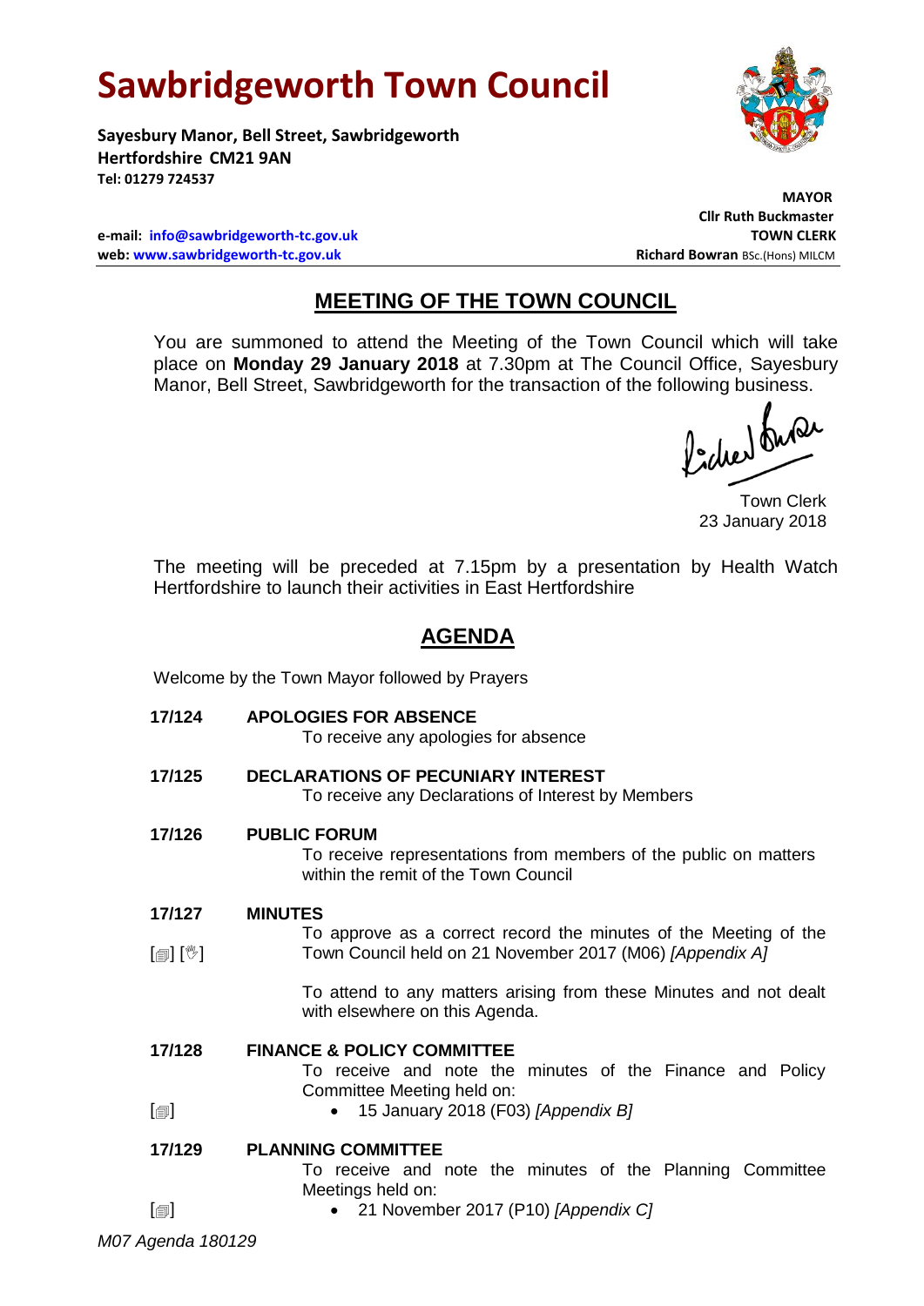# Sawbridgeworth Town Council

**Sayesbury Manor, Bell Street, Sawbridgeworth**
**Hertfordshire CM21 9AN**
**Tel: 01279 724537**

**MAYOR**
**Cllr Ruth Buckmaster**

**e-mail: info@sawbridgeworth-tc.gov.uk**
**TOWN CLERK**
**web: www.sawbridgeworth-tc.gov.uk**
**Richard Bowran** BSc.(Hons) MILCM

## MEETING OF THE TOWN COUNCIL

You are summoned to attend the Meeting of the Town Council which will take place on **Monday 29 January 2018** at 7.30pm at The Council Office, Sayesbury Manor, Bell Street, Sawbridgeworth for the transaction of the following business.

Town Clerk
23 January 2018

The meeting will be preceded at 7.15pm by a presentation by Health Watch Hertfordshire to launch their activities in East Hertfordshire

## AGENDA

Welcome by the Town Mayor followed by Prayers

**17/124 APOLOGIES FOR ABSENCE**
To receive any apologies for absence

**17/125 DECLARATIONS OF PECUNIARY INTEREST**
To receive any Declarations of Interest by Members

**17/126 PUBLIC FORUM**
To receive representations from members of the public on matters within the remit of the Town Council

**17/127 MINUTES**
[▤] [☝] To approve as a correct record the minutes of the Meeting of the Town Council held on 21 November 2017 (M06) *[Appendix A]*

To attend to any matters arising from these Minutes and not dealt with elsewhere on this Agenda.

**17/128 FINANCE & POLICY COMMITTEE**
To receive and note the minutes of the Finance and Policy Committee Meeting held on:
[▤]
- 15 January 2018 (F03) *[Appendix B]*

**17/129 PLANNING COMMITTEE**
To receive and note the minutes of the Planning Committee Meetings held on:
[▤]
- 21 November 2017 (P10) *[Appendix C]*

*M07 Agenda 180129*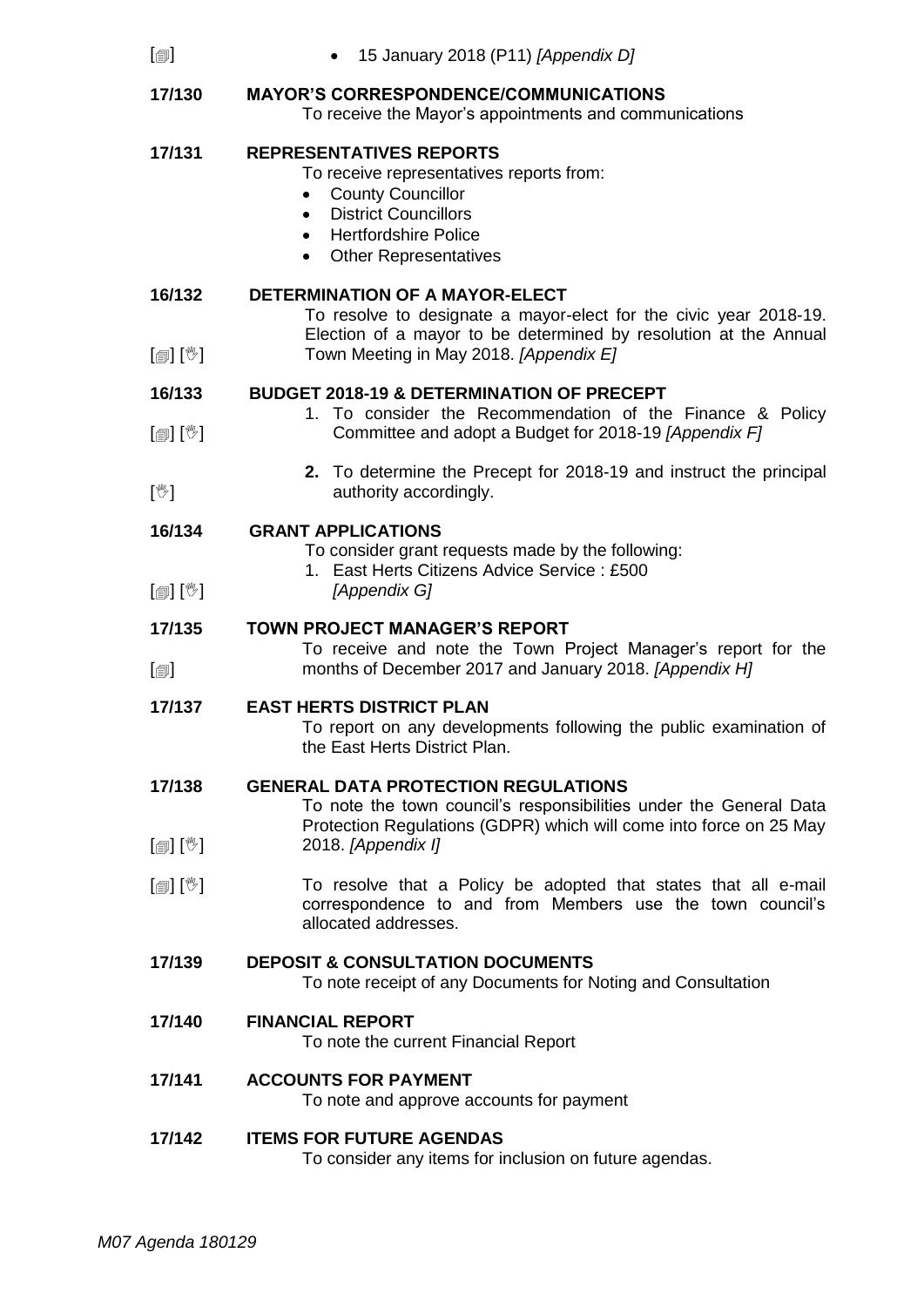[🗐] • 15 January 2018 (P11) *[Appendix D]*

**17/130 MAYOR'S CORRESPONDENCE/COMMUNICATIONS**
To receive the Mayor's appointments and communications

**17/131 REPRESENTATIVES REPORTS**
To receive representatives reports from:
- County Councillor
- District Councillors
- Hertfordshire Police
- Other Representatives

**16/132 DETERMINATION OF A MAYOR-ELECT**
[🗐] [👋] To resolve to designate a mayor-elect for the civic year 2018-19. Election of a mayor to be determined by resolution at the Annual Town Meeting in May 2018. *[Appendix E]*

**16/133 BUDGET 2018-19 & DETERMINATION OF PRECEPT**
[🗐] [👋] 1. To consider the Recommendation of the Finance & Policy Committee and adopt a Budget for 2018-19 *[Appendix F]*

[👋] **2.** To determine the Precept for 2018-19 and instruct the principal authority accordingly.

**16/134 GRANT APPLICATIONS**
To consider grant requests made by the following:
[🗐] [👋] 1. East Herts Citizens Advice Service : £500 *[Appendix G]*

**17/135 TOWN PROJECT MANAGER'S REPORT**
[🗐] To receive and note the Town Project Manager's report for the months of December 2017 and January 2018. *[Appendix H]*

**17/137 EAST HERTS DISTRICT PLAN**
To report on any developments following the public examination of the East Herts District Plan.

**17/138 GENERAL DATA PROTECTION REGULATIONS**
[🗐] [👋] To note the town council's responsibilities under the General Data Protection Regulations (GDPR) which will come into force on 25 May 2018. *[Appendix I]*

[🗐] [👋] To resolve that a Policy be adopted that states that all e-mail correspondence to and from Members use the town council's allocated addresses.

**17/139 DEPOSIT & CONSULTATION DOCUMENTS**
To note receipt of any Documents for Noting and Consultation

**17/140 FINANCIAL REPORT**
To note the current Financial Report

**17/141 ACCOUNTS FOR PAYMENT**
To note and approve accounts for payment

**17/142 ITEMS FOR FUTURE AGENDAS**
To consider any items for inclusion on future agendas.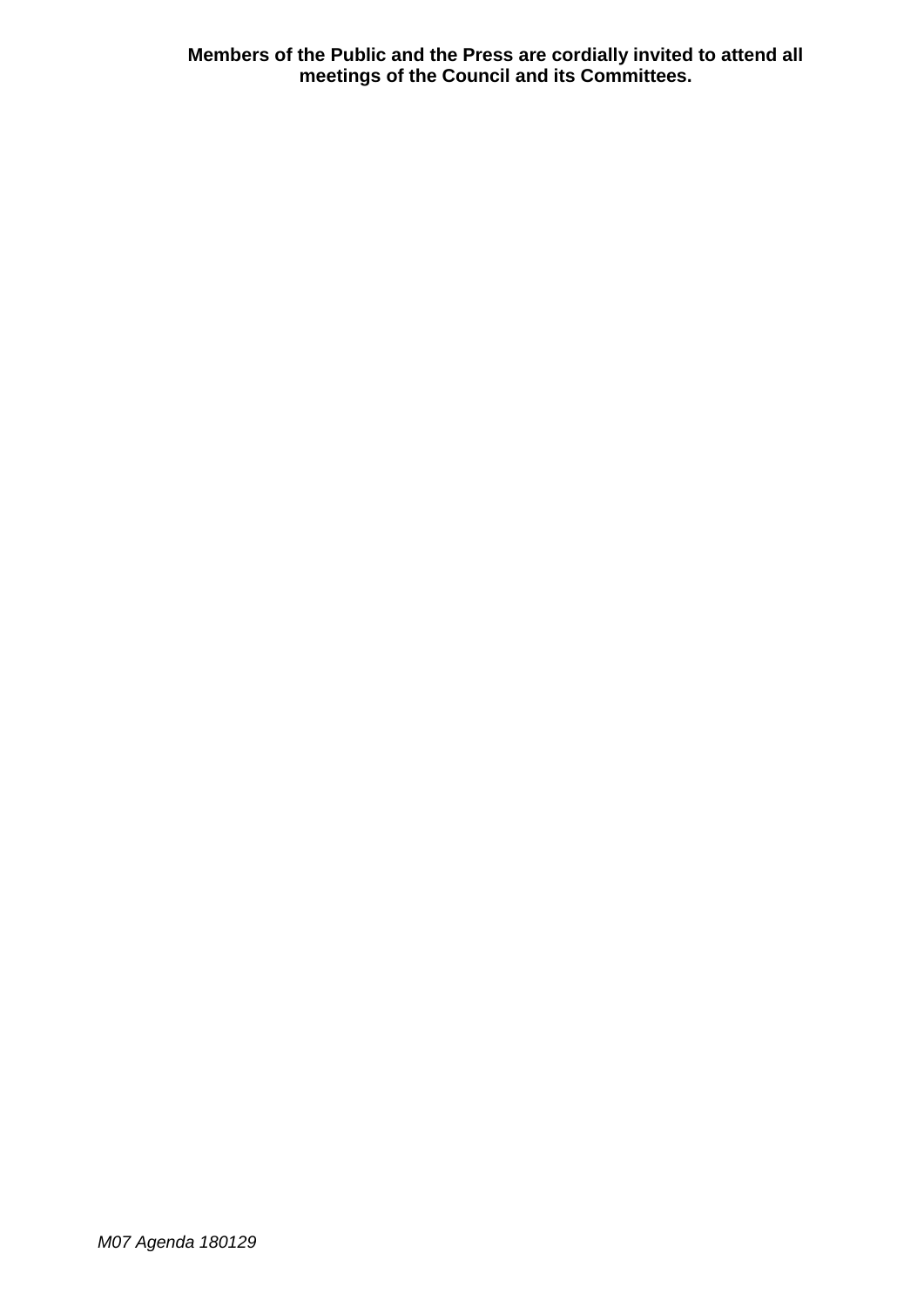**Members of the Public and the Press are cordially invited to attend all meetings of the Council and its Committees.**